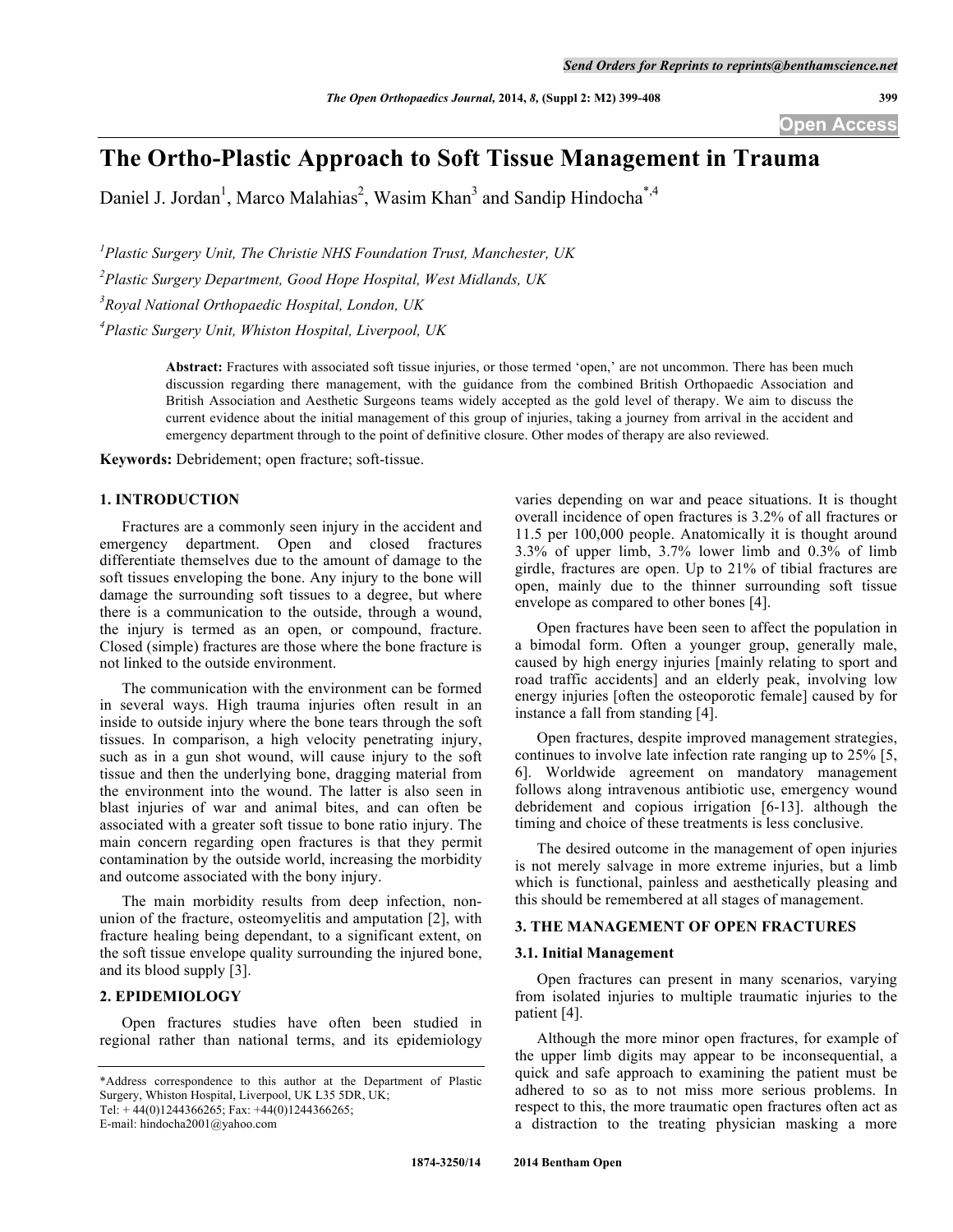# The Ortho-Plastic Approach to Soft Tissue Management in Trauma

Daniel J. Jordan[1], Marco Malahias[2], Wasim Khan[3] and Sandip Hindocha[*,4]

[1] *Plastic Surgery Unit, The Christie NHS Foundation Trust, Manchester, UK*

[2] *Plastic Surgery Department, Good Hope Hospital, West Midlands, UK*

[3] *Royal National Orthopaedic Hospital, London, UK*

[4] *Plastic Surgery Unit, Whiston Hospital, Liverpool, UK*

**Abstract:** Fractures with associated soft tissue injuries, or those termed 'open,' are not uncommon. There has been much discussion regarding there management, with the guidance from the combined British Orthopaedic Association and British Association and Aesthetic Surgeons teams widely accepted as the gold level of therapy. We aim to discuss the current evidence about the initial management of this group of injuries, taking a journey from arrival in the accident and emergency department through to the point of definitive closure. Other modes of therapy are also reviewed.

**Keywords:** Debridement; open fracture; soft-tissue.

## 1. INTRODUCTION

Fractures are a commonly seen injury in the accident and emergency department. Open and closed fractures differentiate themselves due to the amount of damage to the soft tissues enveloping the bone. Any injury to the bone will damage the surrounding soft tissues to a degree, but where there is a communication to the outside, through a wound, the injury is termed as an open, or compound, fracture. Closed (simple) fractures are those where the bone fracture is not linked to the outside environment.

The communication with the environment can be formed in several ways. High trauma injuries often result in an inside to outside injury where the bone tears through the soft tissues. In comparison, a high velocity penetrating injury, such as in a gun shot wound, will cause injury to the soft tissue and then the underlying bone, dragging material from the environment into the wound. The latter is also seen in blast injuries of war and animal bites, and can often be associated with a greater soft tissue to bone ratio injury. The main concern regarding open fractures is that they permit contamination by the outside world, increasing the morbidity and outcome associated with the bony injury.

The main morbidity results from deep infection, non-union of the fracture, osteomyelitis and amputation [2], with fracture healing being dependant, to a significant extent, on the soft tissue envelope quality surrounding the injured bone, and its blood supply [3].

## 2. EPIDEMIOLOGY

Open fractures studies have often been studied in regional rather than national terms, and its epidemiology varies depending on war and peace situations. It is thought overall incidence of open fractures is 3.2% of all fractures or 11.5 per 100,000 people. Anatomically it is thought around 3.3% of upper limb, 3.7% lower limb and 0.3% of limb girdle, fractures are open. Up to 21% of tibial fractures are open, mainly due to the thinner surrounding soft tissue envelope as compared to other bones [4].

Open fractures have been seen to affect the population in a bimodal form. Often a younger group, generally male, caused by high energy injuries [mainly relating to sport and road traffic accidents] and an elderly peak, involving low energy injuries [often the osteoporotic female] caused by for instance a fall from standing [4].

Open fractures, despite improved management strategies, continues to involve late infection rate ranging up to 25% [5, 6]. Worldwide agreement on mandatory management follows along intravenous antibiotic use, emergency wound debridement and copious irrigation [6-13]. although the timing and choice of these treatments is less conclusive.

The desired outcome in the management of open injuries is not merely salvage in more extreme injuries, but a limb which is functional, painless and aesthetically pleasing and this should be remembered at all stages of management.

## 3. THE MANAGEMENT OF OPEN FRACTURES

### 3.1. Initial Management

Open fractures can present in many scenarios, varying from isolated injuries to multiple traumatic injuries to the patient [4].

Although the more minor open fractures, for example of the upper limb digits may appear to be inconsequential, a quick and safe approach to examining the patient must be adhered to so as to not miss more serious problems. In respect to this, the more traumatic open fractures often act as a distraction to the treating physician masking a more

*Address correspondence to this author at the Department of Plastic Surgery, Whiston Hospital, Liverpool, UK L35 5DR, UK; Tel: + 44(0)1244366265; Fax: +44(0)1244366265; E-mail: hindocha2001@yahoo.com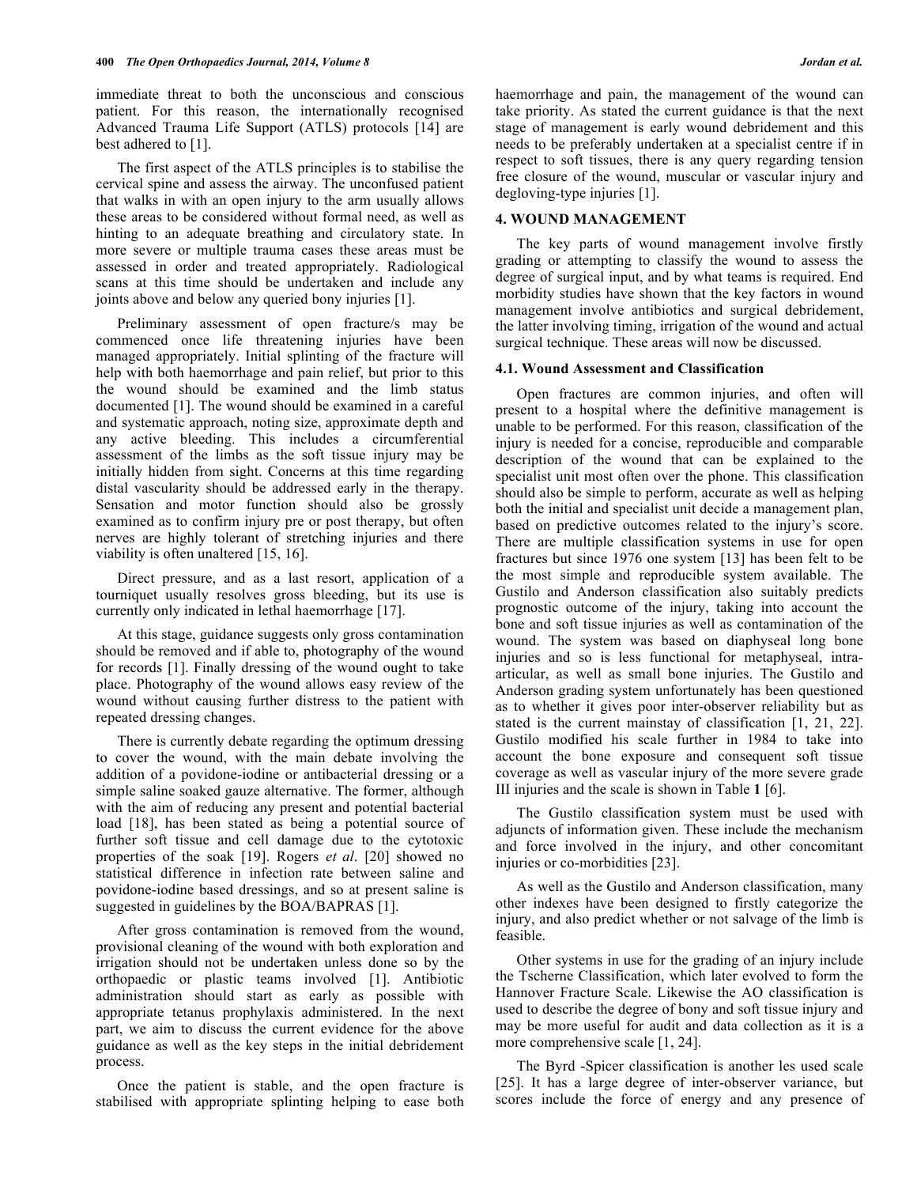immediate threat to both the unconscious and conscious patient. For this reason, the internationally recognised Advanced Trauma Life Support (ATLS) protocols [14] are best adhered to [1].

The first aspect of the ATLS principles is to stabilise the cervical spine and assess the airway. The unconfused patient that walks in with an open injury to the arm usually allows these areas to be considered without formal need, as well as hinting to an adequate breathing and circulatory state. In more severe or multiple trauma cases these areas must be assessed in order and treated appropriately. Radiological scans at this time should be undertaken and include any joints above and below any queried bony injuries [1].

Preliminary assessment of open fracture/s may be commenced once life threatening injuries have been managed appropriately. Initial splinting of the fracture will help with both haemorrhage and pain relief, but prior to this the wound should be examined and the limb status documented [1]. The wound should be examined in a careful and systematic approach, noting size, approximate depth and any active bleeding. This includes a circumferential assessment of the limbs as the soft tissue injury may be initially hidden from sight. Concerns at this time regarding distal vascularity should be addressed early in the therapy. Sensation and motor function should also be grossly examined as to confirm injury pre or post therapy, but often nerves are highly tolerant of stretching injuries and there viability is often unaltered [15, 16].

Direct pressure, and as a last resort, application of a tourniquet usually resolves gross bleeding, but its use is currently only indicated in lethal haemorrhage [17].

At this stage, guidance suggests only gross contamination should be removed and if able to, photography of the wound for records [1]. Finally dressing of the wound ought to take place. Photography of the wound allows easy review of the wound without causing further distress to the patient with repeated dressing changes.

There is currently debate regarding the optimum dressing to cover the wound, with the main debate involving the addition of a povidone-iodine or antibacterial dressing or a simple saline soaked gauze alternative. The former, although with the aim of reducing any present and potential bacterial load [18], has been stated as being a potential source of further soft tissue and cell damage due to the cytotoxic properties of the soak [19]. Rogers *et al*. [20] showed no statistical difference in infection rate between saline and povidone-iodine based dressings, and so at present saline is suggested in guidelines by the BOA/BAPRAS [1].

After gross contamination is removed from the wound, provisional cleaning of the wound with both exploration and irrigation should not be undertaken unless done so by the orthopaedic or plastic teams involved [1]. Antibiotic administration should start as early as possible with appropriate tetanus prophylaxis administered. In the next part, we aim to discuss the current evidence for the above guidance as well as the key steps in the initial debridement process.

Once the patient is stable, and the open fracture is stabilised with appropriate splinting helping to ease both haemorrhage and pain, the management of the wound can take priority. As stated the current guidance is that the next stage of management is early wound debridement and this needs to be preferably undertaken at a specialist centre if in respect to soft tissues, there is any query regarding tension free closure of the wound, muscular or vascular injury and degloving-type injuries [1].

## 4. WOUND MANAGEMENT

The key parts of wound management involve firstly grading or attempting to classify the wound to assess the degree of surgical input, and by what teams is required. End morbidity studies have shown that the key factors in wound management involve antibiotics and surgical debridement, the latter involving timing, irrigation of the wound and actual surgical technique. These areas will now be discussed.

### 4.1. Wound Assessment and Classification

Open fractures are common injuries, and often will present to a hospital where the definitive management is unable to be performed. For this reason, classification of the injury is needed for a concise, reproducible and comparable description of the wound that can be explained to the specialist unit most often over the phone. This classification should also be simple to perform, accurate as well as helping both the initial and specialist unit decide a management plan, based on predictive outcomes related to the injury's score. There are multiple classification systems in use for open fractures but since 1976 one system [13] has been felt to be the most simple and reproducible system available. The Gustilo and Anderson classification also suitably predicts prognostic outcome of the injury, taking into account the bone and soft tissue injuries as well as contamination of the wound. The system was based on diaphyseal long bone injuries and so is less functional for metaphyseal, intra-articular, as well as small bone injuries. The Gustilo and Anderson grading system unfortunately has been questioned as to whether it gives poor inter-observer reliability but as stated is the current mainstay of classification [1, 21, 22]. Gustilo modified his scale further in 1984 to take into account the bone exposure and consequent soft tissue coverage as well as vascular injury of the more severe grade III injuries and the scale is shown in Table **1** [6].

The Gustilo classification system must be used with adjuncts of information given. These include the mechanism and force involved in the injury, and other concomitant injuries or co-morbidities [23].

As well as the Gustilo and Anderson classification, many other indexes have been designed to firstly categorize the injury, and also predict whether or not salvage of the limb is feasible.

Other systems in use for the grading of an injury include the Tscherne Classification, which later evolved to form the Hannover Fracture Scale. Likewise the AO classification is used to describe the degree of bony and soft tissue injury and may be more useful for audit and data collection as it is a more comprehensive scale [1, 24].

The Byrd -Spicer classification is another les used scale [25]. It has a large degree of inter-observer variance, but scores include the force of energy and any presence of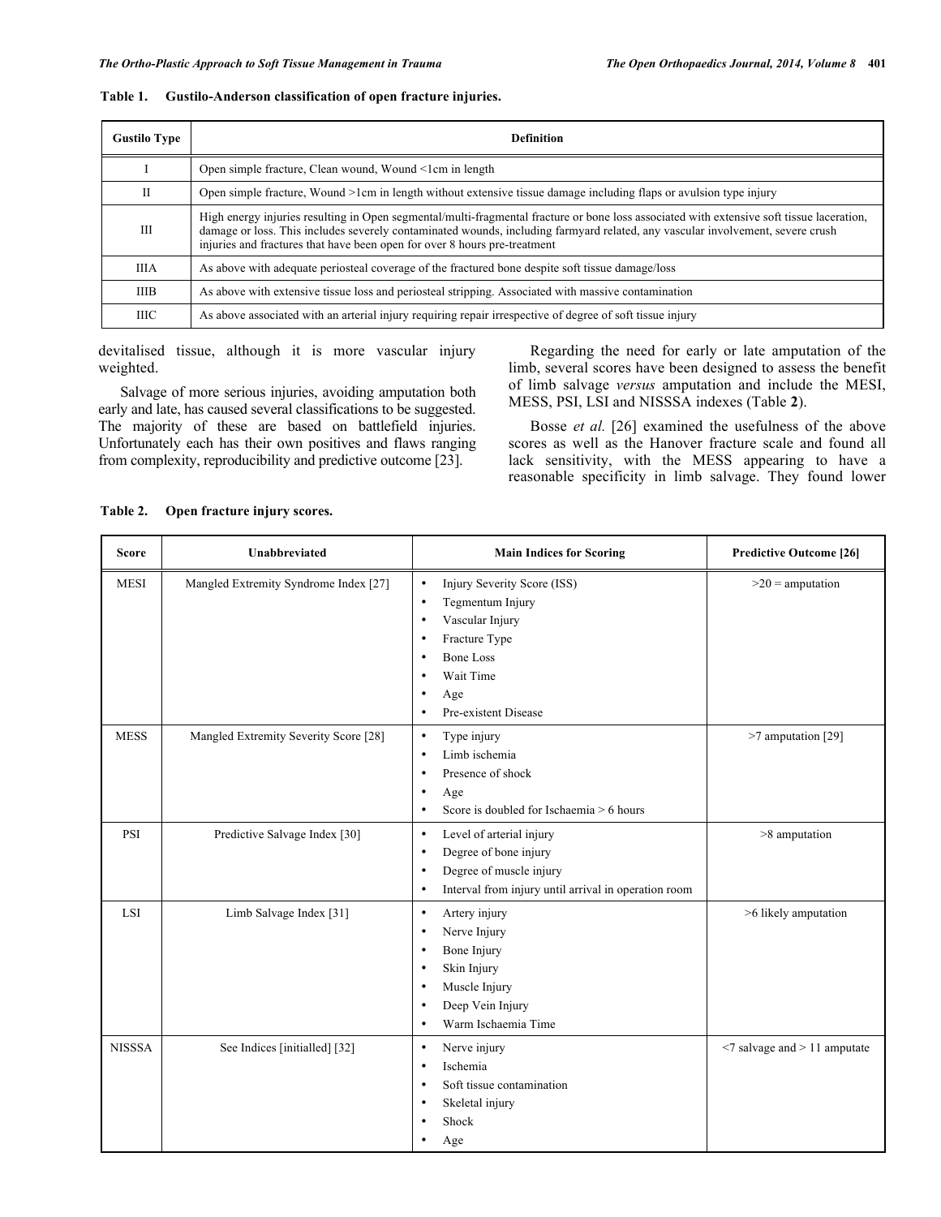**Table 1. Gustilo-Anderson classification of open fracture injuries.**

| Gustilo Type | Definition |
|---|---|
| I | Open simple fracture, Clean wound, Wound <1cm in length |
| II | Open simple fracture, Wound >1cm in length without extensive tissue damage including flaps or avulsion type injury |
| III | High energy injuries resulting in Open segmental/multi-fragmental fracture or bone loss associated with extensive soft tissue laceration, damage or loss. This includes severely contaminated wounds, including farmyard related, any vascular involvement, severe crush injuries and fractures that have been open for over 8 hours pre-treatment |
| IIIA | As above with adequate periosteal coverage of the fractured bone despite soft tissue damage/loss |
| IIIB | As above with extensive tissue loss and periosteal stripping. Associated with massive contamination |
| IIIC | As above associated with an arterial injury requiring repair irrespective of degree of soft tissue injury |

devitalised tissue, although it is more vascular injury weighted.

Salvage of more serious injuries, avoiding amputation both early and late, has caused several classifications to be suggested. The majority of these are based on battlefield injuries. Unfortunately each has their own positives and flaws ranging from complexity, reproducibility and predictive outcome [23].

Regarding the need for early or late amputation of the limb, several scores have been designed to assess the benefit of limb salvage *versus* amputation and include the MESI, MESS, PSI, LSI and NISSSA indexes (Table **2**).

Bosse *et al.* [26] examined the usefulness of the above scores as well as the Hanover fracture scale and found all lack sensitivity, with the MESS appearing to have a reasonable specificity in limb salvage. They found lower

**Table 2. Open fracture injury scores.**

| Score | Unabbreviated | Main Indices for Scoring | Predictive Outcome [26] |
|---|---|---|---|
| MESI | Mangled Extremity Syndrome Index [27] | • Injury Severity Score (ISS)<br>• Tegmentum Injury<br>• Vascular Injury<br>• Fracture Type<br>• Bone Loss<br>• Wait Time<br>• Age<br>• Pre-existent Disease | >20 = amputation |
| MESS | Mangled Extremity Severity Score [28] | • Type injury<br>• Limb ischemia<br>• Presence of shock<br>• Age<br>• Score is doubled for Ischaemia > 6 hours | >7 amputation [29] |
| PSI | Predictive Salvage Index [30] | • Level of arterial injury<br>• Degree of bone injury<br>• Degree of muscle injury<br>• Interval from injury until arrival in operation room | >8 amputation |
| LSI | Limb Salvage Index [31] | • Artery injury<br>• Nerve Injury<br>• Bone Injury<br>• Skin Injury<br>• Muscle Injury<br>• Deep Vein Injury<br>• Warm Ischaemia Time | >6 likely amputation |
| NISSSA | See Indices [initialled] [32] | • Nerve injury<br>• Ischemia<br>• Soft tissue contamination<br>• Skeletal injury<br>• Shock<br>• Age | <7 salvage and > 11 amputate |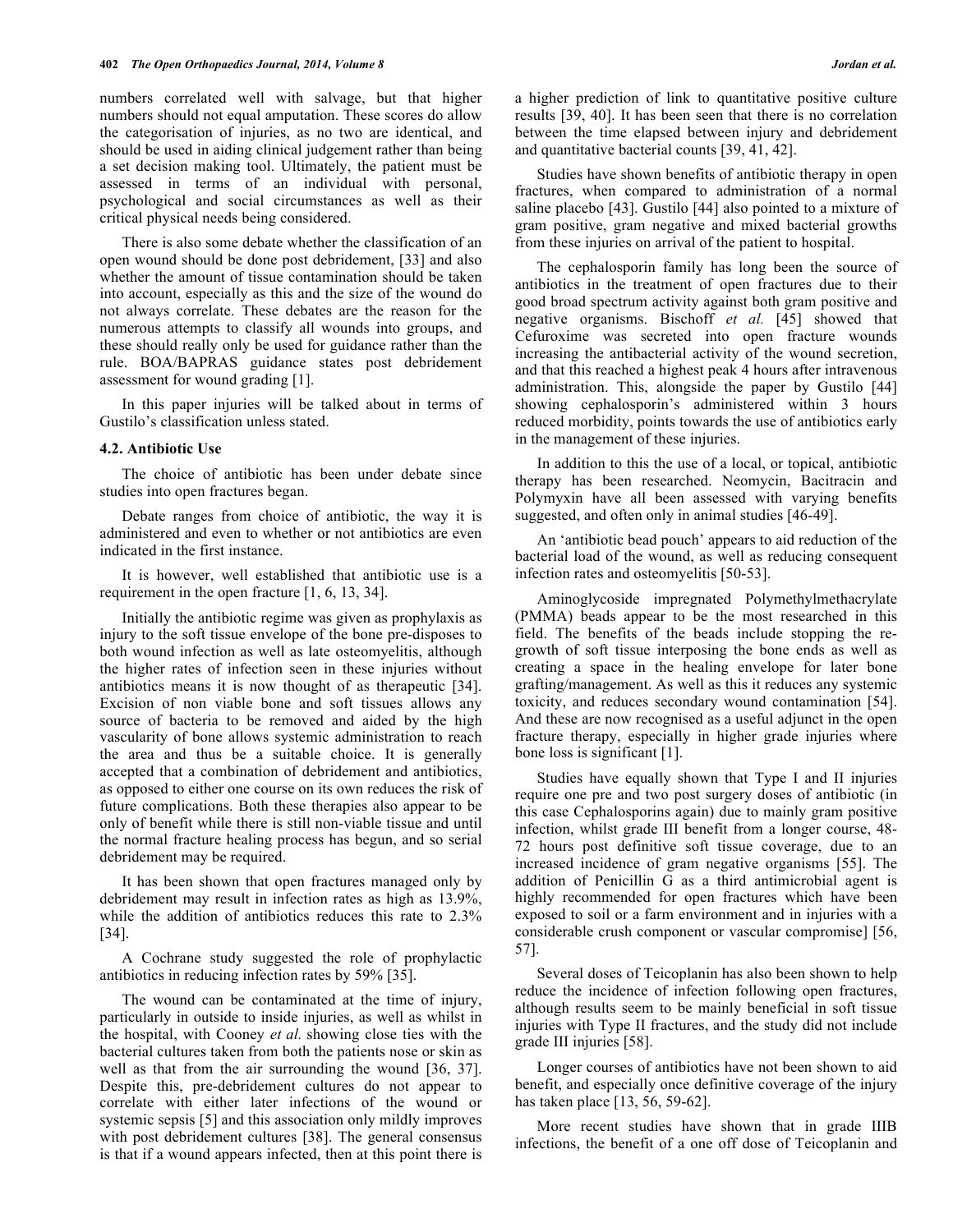numbers correlated well with salvage, but that higher numbers should not equal amputation. These scores do allow the categorisation of injuries, as no two are identical, and should be used in aiding clinical judgement rather than being a set decision making tool. Ultimately, the patient must be assessed in terms of an individual with personal, psychological and social circumstances as well as their critical physical needs being considered.

There is also some debate whether the classification of an open wound should be done post debridement, [33] and also whether the amount of tissue contamination should be taken into account, especially as this and the size of the wound do not always correlate. These debates are the reason for the numerous attempts to classify all wounds into groups, and these should really only be used for guidance rather than the rule. BOA/BAPRAS guidance states post debridement assessment for wound grading [1].

In this paper injuries will be talked about in terms of Gustilo's classification unless stated.

### 4.2. Antibiotic Use

The choice of antibiotic has been under debate since studies into open fractures began.

Debate ranges from choice of antibiotic, the way it is administered and even to whether or not antibiotics are even indicated in the first instance.

It is however, well established that antibiotic use is a requirement in the open fracture [1, 6, 13, 34].

Initially the antibiotic regime was given as prophylaxis as injury to the soft tissue envelope of the bone pre-disposes to both wound infection as well as late osteomyelitis, although the higher rates of infection seen in these injuries without antibiotics means it is now thought of as therapeutic [34]. Excision of non viable bone and soft tissues allows any source of bacteria to be removed and aided by the high vascularity of bone allows systemic administration to reach the area and thus be a suitable choice. It is generally accepted that a combination of debridement and antibiotics, as opposed to either one course on its own reduces the risk of future complications. Both these therapies also appear to be only of benefit while there is still non-viable tissue and until the normal fracture healing process has begun, and so serial debridement may be required.

It has been shown that open fractures managed only by debridement may result in infection rates as high as 13.9%, while the addition of antibiotics reduces this rate to 2.3% [34].

A Cochrane study suggested the role of prophylactic antibiotics in reducing infection rates by 59% [35].

The wound can be contaminated at the time of injury, particularly in outside to inside injuries, as well as whilst in the hospital, with Cooney *et al.* showing close ties with the bacterial cultures taken from both the patients nose or skin as well as that from the air surrounding the wound [36, 37]. Despite this, pre-debridement cultures do not appear to correlate with either later infections of the wound or systemic sepsis [5] and this association only mildly improves with post debridement cultures [38]. The general consensus is that if a wound appears infected, then at this point there is a higher prediction of link to quantitative positive culture results [39, 40]. It has been seen that there is no correlation between the time elapsed between injury and debridement and quantitative bacterial counts [39, 41, 42].

Studies have shown benefits of antibiotic therapy in open fractures, when compared to administration of a normal saline placebo [43]. Gustilo [44] also pointed to a mixture of gram positive, gram negative and mixed bacterial growths from these injuries on arrival of the patient to hospital.

The cephalosporin family has long been the source of antibiotics in the treatment of open fractures due to their good broad spectrum activity against both gram positive and negative organisms. Bischoff *et al.* [45] showed that Cefuroxime was secreted into open fracture wounds increasing the antibacterial activity of the wound secretion, and that this reached a highest peak 4 hours after intravenous administration. This, alongside the paper by Gustilo [44] showing cephalosporin's administered within 3 hours reduced morbidity, points towards the use of antibiotics early in the management of these injuries.

In addition to this the use of a local, or topical, antibiotic therapy has been researched. Neomycin, Bacitracin and Polymyxin have all been assessed with varying benefits suggested, and often only in animal studies [46-49].

An 'antibiotic bead pouch' appears to aid reduction of the bacterial load of the wound, as well as reducing consequent infection rates and osteomyelitis [50-53].

Aminoglycoside impregnated Polymethylmethacrylate (PMMA) beads appear to be the most researched in this field. The benefits of the beads include stopping the re-growth of soft tissue interposing the bone ends as well as creating a space in the healing envelope for later bone grafting/management. As well as this it reduces any systemic toxicity, and reduces secondary wound contamination [54]. And these are now recognised as a useful adjunct in the open fracture therapy, especially in higher grade injuries where bone loss is significant [1].

Studies have equally shown that Type I and II injuries require one pre and two post surgery doses of antibiotic (in this case Cephalosporins again) due to mainly gram positive infection, whilst grade III benefit from a longer course, 48-72 hours post definitive soft tissue coverage, due to an increased incidence of gram negative organisms [55]. The addition of Penicillin G as a third antimicrobial agent is highly recommended for open fractures which have been exposed to soil or a farm environment and in injuries with a considerable crush component or vascular compromise] [56, 57].

Several doses of Teicoplanin has also been shown to help reduce the incidence of infection following open fractures, although results seem to be mainly beneficial in soft tissue injuries with Type II fractures, and the study did not include grade III injuries [58].

Longer courses of antibiotics have not been shown to aid benefit, and especially once definitive coverage of the injury has taken place [13, 56, 59-62].

More recent studies have shown that in grade IIIB infections, the benefit of a one off dose of Teicoplanin and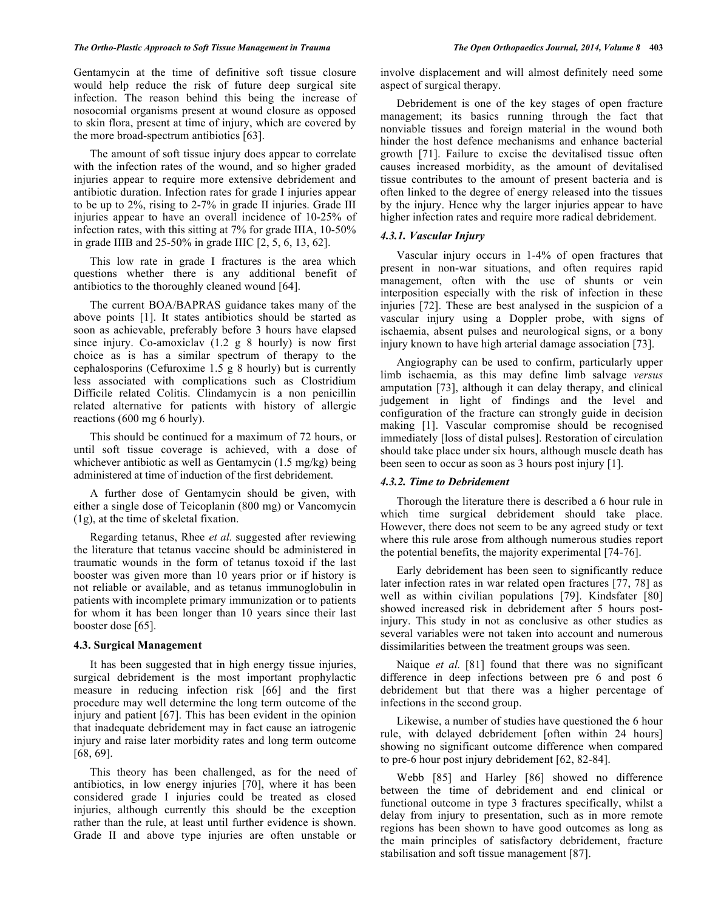Gentamycin at the time of definitive soft tissue closure would help reduce the risk of future deep surgical site infection. The reason behind this being the increase of nosocomial organisms present at wound closure as opposed to skin flora, present at time of injury, which are covered by the more broad-spectrum antibiotics [63].

The amount of soft tissue injury does appear to correlate with the infection rates of the wound, and so higher graded injuries appear to require more extensive debridement and antibiotic duration. Infection rates for grade I injuries appear to be up to 2%, rising to 2-7% in grade II injuries. Grade III injuries appear to have an overall incidence of 10-25% of infection rates, with this sitting at 7% for grade IIIA, 10-50% in grade IIIB and 25-50% in grade IIIC [2, 5, 6, 13, 62].

This low rate in grade I fractures is the area which questions whether there is any additional benefit of antibiotics to the thoroughly cleaned wound [64].

The current BOA/BAPRAS guidance takes many of the above points [1]. It states antibiotics should be started as soon as achievable, preferably before 3 hours have elapsed since injury. Co-amoxiclav (1.2 g 8 hourly) is now first choice as is has a similar spectrum of therapy to the cephalosporins (Cefuroxime 1.5 g 8 hourly) but is currently less associated with complications such as Clostridium Difficile related Colitis. Clindamycin is a non penicillin related alternative for patients with history of allergic reactions (600 mg 6 hourly).

This should be continued for a maximum of 72 hours, or until soft tissue coverage is achieved, with a dose of whichever antibiotic as well as Gentamycin (1.5 mg/kg) being administered at time of induction of the first debridement.

A further dose of Gentamycin should be given, with either a single dose of Teicoplanin (800 mg) or Vancomycin (1g), at the time of skeletal fixation.

Regarding tetanus, Rhee *et al.* suggested after reviewing the literature that tetanus vaccine should be administered in traumatic wounds in the form of tetanus toxoid if the last booster was given more than 10 years prior or if history is not reliable or available, and as tetanus immunoglobulin in patients with incomplete primary immunization or to patients for whom it has been longer than 10 years since their last booster dose [65].

### 4.3. Surgical Management

It has been suggested that in high energy tissue injuries, surgical debridement is the most important prophylactic measure in reducing infection risk [66] and the first procedure may well determine the long term outcome of the injury and patient [67]. This has been evident in the opinion that inadequate debridement may in fact cause an iatrogenic injury and raise later morbidity rates and long term outcome [68, 69].

This theory has been challenged, as for the need of antibiotics, in low energy injuries [70], where it has been considered grade I injuries could be treated as closed injuries, although currently this should be the exception rather than the rule, at least until further evidence is shown. Grade II and above type injuries are often unstable or involve displacement and will almost definitely need some aspect of surgical therapy.

Debridement is one of the key stages of open fracture management; its basics running through the fact that nonviable tissues and foreign material in the wound both hinder the host defence mechanisms and enhance bacterial growth [71]. Failure to excise the devitalised tissue often causes increased morbidity, as the amount of devitalised tissue contributes to the amount of present bacteria and is often linked to the degree of energy released into the tissues by the injury. Hence why the larger injuries appear to have higher infection rates and require more radical debridement.

#### *4.3.1. Vascular Injury*

Vascular injury occurs in 1-4% of open fractures that present in non-war situations, and often requires rapid management, often with the use of shunts or vein interposition especially with the risk of infection in these injuries [72]. These are best analysed in the suspicion of a vascular injury using a Doppler probe, with signs of ischaemia, absent pulses and neurological signs, or a bony injury known to have high arterial damage association [73].

Angiography can be used to confirm, particularly upper limb ischaemia, as this may define limb salvage *versus* amputation [73], although it can delay therapy, and clinical judgement in light of findings and the level and configuration of the fracture can strongly guide in decision making [1]. Vascular compromise should be recognised immediately [loss of distal pulses]. Restoration of circulation should take place under six hours, although muscle death has been seen to occur as soon as 3 hours post injury [1].

#### *4.3.2. Time to Debridement*

Thorough the literature there is described a 6 hour rule in which time surgical debridement should take place. However, there does not seem to be any agreed study or text where this rule arose from although numerous studies report the potential benefits, the majority experimental [74-76].

Early debridement has been seen to significantly reduce later infection rates in war related open fractures [77, 78] as well as within civilian populations [79]. Kindsfater [80] showed increased risk in debridement after 5 hours post-injury. This study in not as conclusive as other studies as several variables were not taken into account and numerous dissimilarities between the treatment groups was seen.

Naique *et al.* [81] found that there was no significant difference in deep infections between pre 6 and post 6 debridement but that there was a higher percentage of infections in the second group.

Likewise, a number of studies have questioned the 6 hour rule, with delayed debridement [often within 24 hours] showing no significant outcome difference when compared to pre-6 hour post injury debridement [62, 82-84].

Webb [85] and Harley [86] showed no difference between the time of debridement and end clinical or functional outcome in type 3 fractures specifically, whilst a delay from injury to presentation, such as in more remote regions has been shown to have good outcomes as long as the main principles of satisfactory debridement, fracture stabilisation and soft tissue management [87].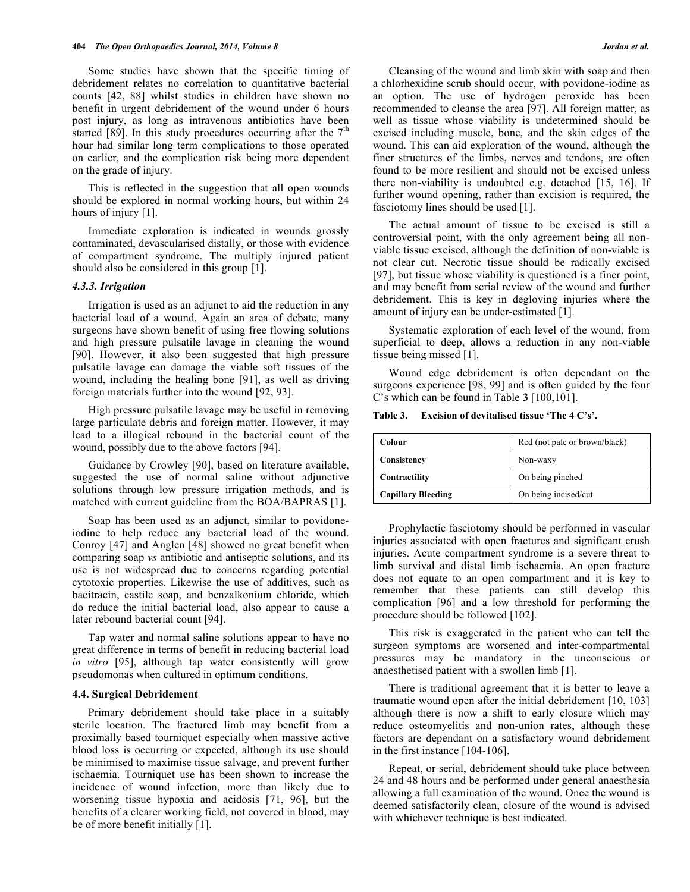Some studies have shown that the specific timing of debridement relates no correlation to quantitative bacterial counts [42, 88] whilst studies in children have shown no benefit in urgent debridement of the wound under 6 hours post injury, as long as intravenous antibiotics have been started [89]. In this study procedures occurring after the 7th hour had similar long term complications to those operated on earlier, and the complication risk being more dependent on the grade of injury.

This is reflected in the suggestion that all open wounds should be explored in normal working hours, but within 24 hours of injury [1].

Immediate exploration is indicated in wounds grossly contaminated, devascularised distally, or those with evidence of compartment syndrome. The multiply injured patient should also be considered in this group [1].

#### 4.3.3. Irrigation

Irrigation is used as an adjunct to aid the reduction in any bacterial load of a wound. Again an area of debate, many surgeons have shown benefit of using free flowing solutions and high pressure pulsatile lavage in cleaning the wound [90]. However, it also been suggested that high pressure pulsatile lavage can damage the viable soft tissues of the wound, including the healing bone [91], as well as driving foreign materials further into the wound [92, 93].

High pressure pulsatile lavage may be useful in removing large particulate debris and foreign matter. However, it may lead to a illogical rebound in the bacterial count of the wound, possibly due to the above factors [94].

Guidance by Crowley [90], based on literature available, suggested the use of normal saline without adjunctive solutions through low pressure irrigation methods, and is matched with current guideline from the BOA/BAPRAS [1].

Soap has been used as an adjunct, similar to povidone-iodine to help reduce any bacterial load of the wound. Conroy [47] and Anglen [48] showed no great benefit when comparing soap *vs* antibiotic and antiseptic solutions, and its use is not widespread due to concerns regarding potential cytotoxic properties. Likewise the use of additives, such as bacitracin, castile soap, and benzalkonium chloride, which do reduce the initial bacterial load, also appear to cause a later rebound bacterial count [94].

Tap water and normal saline solutions appear to have no great difference in terms of benefit in reducing bacterial load *in vitro* [95], although tap water consistently will grow pseudomonas when cultured in optimum conditions.

### 4.4. Surgical Debridement

Primary debridement should take place in a suitably sterile location. The fractured limb may benefit from a proximally based tourniquet especially when massive active blood loss is occurring or expected, although its use should be minimised to maximise tissue salvage, and prevent further ischaemia. Tourniquet use has been shown to increase the incidence of wound infection, more than likely due to worsening tissue hypoxia and acidosis [71, 96], but the benefits of a clearer working field, not covered in blood, may be of more benefit initially [1].

Cleansing of the wound and limb skin with soap and then a chlorhexidine scrub should occur, with povidone-iodine as an option. The use of hydrogen peroxide has been recommended to cleanse the area [97]. All foreign matter, as well as tissue whose viability is undetermined should be excised including muscle, bone, and the skin edges of the wound. This can aid exploration of the wound, although the finer structures of the limbs, nerves and tendons, are often found to be more resilient and should not be excised unless there non-viability is undoubted e.g. detached [15, 16]. If further wound opening, rather than excision is required, the fasciotomy lines should be used [1].

The actual amount of tissue to be excised is still a controversial point, with the only agreement being all non-viable tissue excised, although the definition of non-viable is not clear cut. Necrotic tissue should be radically excised [97], but tissue whose viability is questioned is a finer point, and may benefit from serial review of the wound and further debridement. This is key in degloving injuries where the amount of injury can be under-estimated [1].

Systematic exploration of each level of the wound, from superficial to deep, allows a reduction in any non-viable tissue being missed [1].

Wound edge debridement is often dependant on the surgeons experience [98, 99] and is often guided by the four C's which can be found in Table **3** [100,101].

**Table 3. Excision of devitalised tissue 'The 4 C's'.**

| | |
|---|---|
| **Colour** | Red (not pale or brown/black) |
| **Consistency** | Non-waxy |
| **Contractility** | On being pinched |
| **Capillary Bleeding** | On being incised/cut |

Prophylactic fasciotomy should be performed in vascular injuries associated with open fractures and significant crush injuries. Acute compartment syndrome is a severe threat to limb survival and distal limb ischaemia. An open fracture does not equate to an open compartment and it is key to remember that these patients can still develop this complication [96] and a low threshold for performing the procedure should be followed [102].

This risk is exaggerated in the patient who can tell the surgeon symptoms are worsened and inter-compartmental pressures may be mandatory in the unconscious or anaesthetised patient with a swollen limb [1].

There is traditional agreement that it is better to leave a traumatic wound open after the initial debridement [10, 103] although there is now a shift to early closure which may reduce osteomyelitis and non-union rates, although these factors are dependant on a satisfactory wound debridement in the first instance [104-106].

Repeat, or serial, debridement should take place between 24 and 48 hours and be performed under general anaesthesia allowing a full examination of the wound. Once the wound is deemed satisfactorily clean, closure of the wound is advised with whichever technique is best indicated.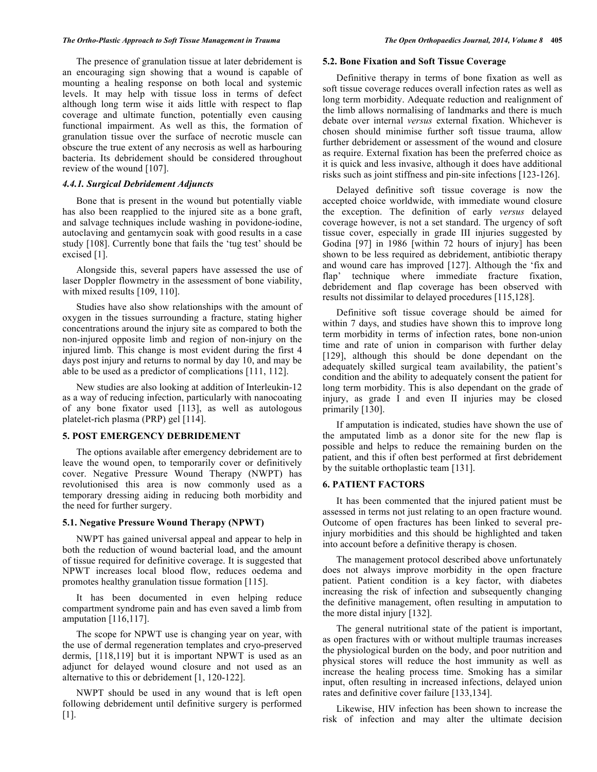The presence of granulation tissue at later debridement is an encouraging sign showing that a wound is capable of mounting a healing response on both local and systemic levels. It may help with tissue loss in terms of defect although long term wise it aids little with respect to flap coverage and ultimate function, potentially even causing functional impairment. As well as this, the formation of granulation tissue over the surface of necrotic muscle can obscure the true extent of any necrosis as well as harbouring bacteria. Its debridement should be considered throughout review of the wound [107].

#### *4.4.1. Surgical Debridement Adjuncts*

Bone that is present in the wound but potentially viable has also been reapplied to the injured site as a bone graft, and salvage techniques include washing in povidone-iodine, autoclaving and gentamycin soak with good results in a case study [108]. Currently bone that fails the 'tug test' should be excised [1].

Alongside this, several papers have assessed the use of laser Doppler flowmetry in the assessment of bone viability, with mixed results [109, 110].

Studies have also show relationships with the amount of oxygen in the tissues surrounding a fracture, stating higher concentrations around the injury site as compared to both the non-injured opposite limb and region of non-injury on the injured limb. This change is most evident during the first 4 days post injury and returns to normal by day 10, and may be able to be used as a predictor of complications [111, 112].

New studies are also looking at addition of Interleukin-12 as a way of reducing infection, particularly with nanocoating of any bone fixator used [113], as well as autologous platelet-rich plasma (PRP) gel [114].

## 5. POST EMERGENCY DEBRIDEMENT

The options available after emergency debridement are to leave the wound open, to temporarily cover or definitively cover. Negative Pressure Wound Therapy (NWPT) has revolutionised this area is now commonly used as a temporary dressing aiding in reducing both morbidity and the need for further surgery.

### 5.1. Negative Pressure Wound Therapy (NPWT)

NWPT has gained universal appeal and appear to help in both the reduction of wound bacterial load, and the amount of tissue required for definitive coverage. It is suggested that NPWT increases local blood flow, reduces oedema and promotes healthy granulation tissue formation [115].

It has been documented in even helping reduce compartment syndrome pain and has even saved a limb from amputation [116,117].

The scope for NPWT use is changing year on year, with the use of dermal regeneration templates and cryo-preserved dermis, [118,119] but it is important NPWT is used as an adjunct for delayed wound closure and not used as an alternative to this or debridement [1, 120-122].

NWPT should be used in any wound that is left open following debridement until definitive surgery is performed [1].

### 5.2. Bone Fixation and Soft Tissue Coverage

Definitive therapy in terms of bone fixation as well as soft tissue coverage reduces overall infection rates as well as long term morbidity. Adequate reduction and realignment of the limb allows normalising of landmarks and there is much debate over internal *versus* external fixation. Whichever is chosen should minimise further soft tissue trauma, allow further debridement or assessment of the wound and closure as require. External fixation has been the preferred choice as it is quick and less invasive, although it does have additional risks such as joint stiffness and pin-site infections [123-126].

Delayed definitive soft tissue coverage is now the accepted choice worldwide, with immediate wound closure the exception. The definition of early *versus* delayed coverage however, is not a set standard. The urgency of soft tissue cover, especially in grade III injuries suggested by Godina [97] in 1986 [within 72 hours of injury] has been shown to be less required as debridement, antibiotic therapy and wound care has improved [127]. Although the 'fix and flap' technique where immediate fracture fixation, debridement and flap coverage has been observed with results not dissimilar to delayed procedures [115,128].

Definitive soft tissue coverage should be aimed for within 7 days, and studies have shown this to improve long term morbidity in terms of infection rates, bone non-union time and rate of union in comparison with further delay [129], although this should be done dependant on the adequately skilled surgical team availability, the patient's condition and the ability to adequately consent the patient for long term morbidity. This is also dependant on the grade of injury, as grade I and even II injuries may be closed primarily [130].

If amputation is indicated, studies have shown the use of the amputated limb as a donor site for the new flap is possible and helps to reduce the remaining burden on the patient, and this if often best performed at first debridement by the suitable orthoplastic team [131].

## 6. PATIENT FACTORS

It has been commented that the injured patient must be assessed in terms not just relating to an open fracture wound. Outcome of open fractures has been linked to several pre-injury morbidities and this should be highlighted and taken into account before a definitive therapy is chosen.

The management protocol described above unfortunately does not always improve morbidity in the open fracture patient. Patient condition is a key factor, with diabetes increasing the risk of infection and subsequently changing the definitive management, often resulting in amputation to the more distal injury [132].

The general nutritional state of the patient is important, as open fractures with or without multiple traumas increases the physiological burden on the body, and poor nutrition and physical stores will reduce the host immunity as well as increase the healing process time. Smoking has a similar input, often resulting in increased infections, delayed union rates and definitive cover failure [133,134].

Likewise, HIV infection has been shown to increase the risk of infection and may alter the ultimate decision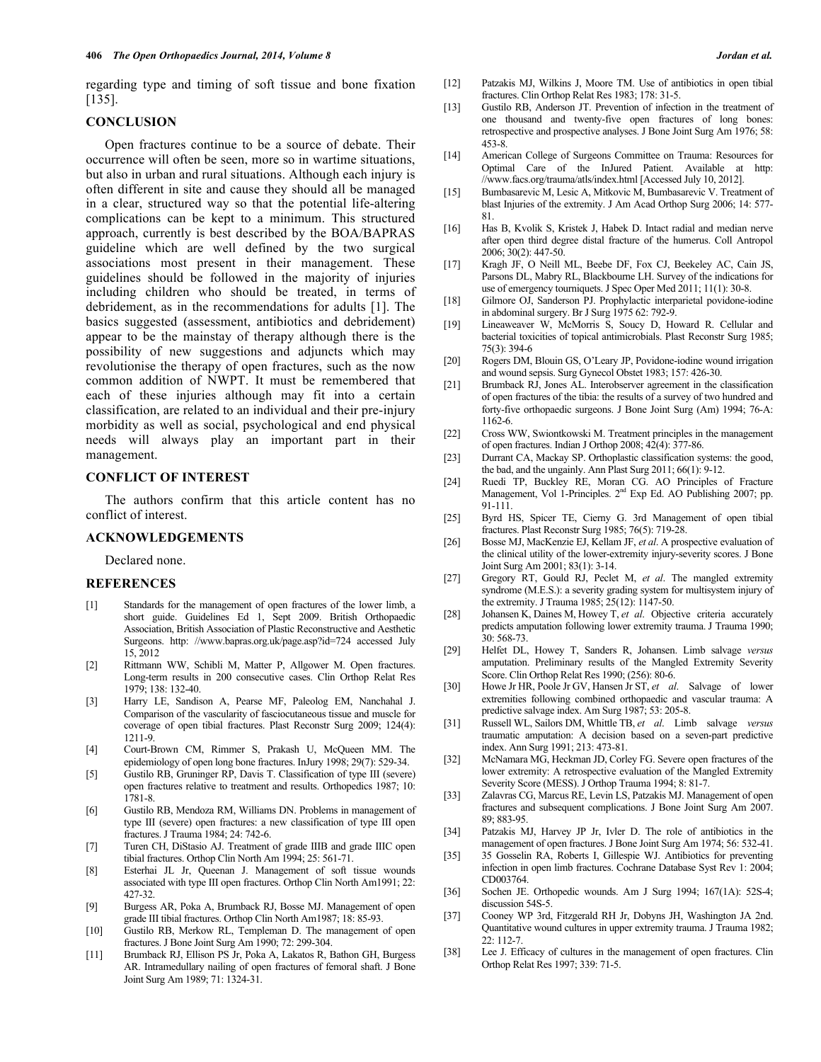regarding type and timing of soft tissue and bone fixation [135].

## CONCLUSION

Open fractures continue to be a source of debate. Their occurrence will often be seen, more so in wartime situations, but also in urban and rural situations. Although each injury is often different in site and cause they should all be managed in a clear, structured way so that the potential life-altering complications can be kept to a minimum. This structured approach, currently is best described by the BOA/BAPRAS guideline which are well defined by the two surgical associations most present in their management. These guidelines should be followed in the majority of injuries including children who should be treated, in terms of debridement, as in the recommendations for adults [1]. The basics suggested (assessment, antibiotics and debridement) appear to be the mainstay of therapy although there is the possibility of new suggestions and adjuncts which may revolutionise the therapy of open fractures, such as the now common addition of NWPT. It must be remembered that each of these injuries although may fit into a certain classification, are related to an individual and their pre-injury morbidity as well as social, psychological and end physical needs will always play an important part in their management.

## CONFLICT OF INTEREST

The authors confirm that this article content has no conflict of interest.

## ACKNOWLEDGEMENTS

Declared none.

## REFERENCES

[1] Standards for the management of open fractures of the lower limb, a short guide. Guidelines Ed 1, Sept 2009. British Orthopaedic Association, British Association of Plastic Reconstructive and Aesthetic Surgeons. http: //www.bapras.org.uk/page.asp?id=724 accessed July 15, 2012

[2] Rittmann WW, Schibli M, Matter P, Allgower M. Open fractures. Long-term results in 200 consecutive cases. Clin Orthop Relat Res 1979; 138: 132-40.

[3] Harry LE, Sandison A, Pearse MF, Paleolog EM, Nanchahal J. Comparison of the vascularity of fasciocutaneous tissue and muscle for coverage of open tibial fractures. Plast Reconstr Surg 2009; 124(4): 1211-9.

[4] Court-Brown CM, Rimmer S, Prakash U, McQueen MM. The epidemiology of open long bone fractures. InJury 1998; 29(7): 529-34.

[5] Gustilo RB, Gruninger RP, Davis T. Classification of type III (severe) open fractures relative to treatment and results. Orthopedics 1987; 10: 1781-8.

[6] Gustilo RB, Mendoza RM, Williams DN. Problems in management of type III (severe) open fractures: a new classification of type III open fractures. J Trauma 1984; 24: 742-6.

[7] Turen CH, DiStasio AJ. Treatment of grade IIIB and grade IIIC open tibial fractures. Orthop Clin North Am 1994; 25: 561-71.

[8] Esterhai JL Jr, Queenan J. Management of soft tissue wounds associated with type III open fractures. Orthop Clin North Am1991; 22: 427-32.

[9] Burgess AR, Poka A, Brumback RJ, Bosse MJ. Management of open grade III tibial fractures. Orthop Clin North Am1987; 18: 85-93.

[10] Gustilo RB, Merkow RL, Templeman D. The management of open fractures. J Bone Joint Surg Am 1990; 72: 299-304.

[11] Brumback RJ, Ellison PS Jr, Poka A, Lakatos R, Bathon GH, Burgess AR. Intramedullary nailing of open fractures of femoral shaft. J Bone Joint Surg Am 1989; 71: 1324-31.

[12] Patzakis MJ, Wilkins J, Moore TM. Use of antibiotics in open tibial fractures. Clin Orthop Relat Res 1983; 178: 31-5.

[13] Gustilo RB, Anderson JT. Prevention of infection in the treatment of one thousand and twenty-five open fractures of long bones: retrospective and prospective analyses. J Bone Joint Surg Am 1976; 58: 453-8.

[14] American College of Surgeons Committee on Trauma: Resources for Optimal Care of the InJured Patient. Available at http: //www.facs.org/trauma/atls/index.html [Accessed July 10, 2012].

[15] Bumbasarevic M, Lesic A, Mitkovic M, Bumbasarevic V. Treatment of blast Injuries of the extremity. J Am Acad Orthop Surg 2006; 14: 577-81.

[16] Has B, Kvolik S, Kristek J, Habek D. Intact radial and median nerve after open third degree distal fracture of the humerus. Coll Antropol 2006; 30(2): 447-50.

[17] Kragh JF, O Neill ML, Beebe DF, Fox CJ, Beekeley AC, Cain JS, Parsons DL, Mabry RL, Blackbourne LH. Survey of the indications for use of emergency tourniquets. J Spec Oper Med 2011; 11(1): 30-8.

[18] Gilmore OJ, Sanderson PJ. Prophylactic interparietal povidone-iodine in abdominal surgery. Br J Surg 1975 62: 792-9.

[19] Lineaweaver W, McMorris S, Soucy D, Howard R. Cellular and bacterial toxicities of topical antimicrobials. Plast Reconstr Surg 1985; 75(3): 394-6

[20] Rogers DM, Blouin GS, O'Leary JP, Povidone-iodine wound irrigation and wound sepsis. Surg Gynecol Obstet 1983; 157: 426-30.

[21] Brumback RJ, Jones AL. Interobserver agreement in the classification of open fractures of the tibia: the results of a survey of two hundred and forty-five orthopaedic surgeons. J Bone Joint Surg (Am) 1994; 76-A: 1162-6.

[22] Cross WW, Swiontkowski M. Treatment principles in the management of open fractures. Indian J Orthop 2008; 42(4): 377-86.

[23] Durrant CA, Mackay SP. Orthoplastic classification systems: the good, the bad, and the ungainly. Ann Plast Surg 2011; 66(1): 9-12.

[24] Ruedi TP, Buckley RE, Moran CG. AO Principles of Fracture Management, Vol 1-Principles. 2nd Exp Ed. AO Publishing 2007; pp. 91-111.

[25] Byrd HS, Spicer TE, Cierny G. 3rd Management of open tibial fractures. Plast Reconstr Surg 1985; 76(5): 719-28.

[26] Bosse MJ, MacKenzie EJ, Kellam JF, *et al*. A prospective evaluation of the clinical utility of the lower-extremity injury-severity scores. J Bone Joint Surg Am 2001; 83(1): 3-14.

[27] Gregory RT, Gould RJ, Peclet M, *et al*. The mangled extremity syndrome (M.E.S.): a severity grading system for multisystem injury of the extremity. J Trauma 1985; 25(12): 1147-50.

[28] Johansen K, Daines M, Howey T, *et al*. Objective criteria accurately predicts amputation following lower extremity trauma. J Trauma 1990; 30: 568-73.

[29] Helfet DL, Howey T, Sanders R, Johansen. Limb salvage *versus* amputation. Preliminary results of the Mangled Extremity Severity Score. Clin Orthop Relat Res 1990; (256): 80-6.

[30] Howe Jr HR, Poole Jr GV, Hansen Jr ST, *et al*. Salvage of lower extremities following combined orthopaedic and vascular trauma: A predictive salvage index. Am Surg 1987; 53: 205-8.

[31] Russell WL, Sailors DM, Whittle TB, *et al*. Limb salvage *versus* traumatic amputation: A decision based on a seven-part predictive index. Ann Surg 1991; 213: 473-81.

[32] McNamara MG, Heckman JD, Corley FG. Severe open fractures of the lower extremity: A retrospective evaluation of the Mangled Extremity Severity Score (MESS). J Orthop Trauma 1994; 8: 81-7.

[33] Zalavras CG, Marcus RE, Levin LS, Patzakis MJ. Management of open fractures and subsequent complications. J Bone Joint Surg Am 2007. 89; 883-95.

[34] Patzakis MJ, Harvey JP Jr, Ivler D. The role of antibiotics in the management of open fractures. J Bone Joint Surg Am 1974; 56: 532-41.

[35] 35 Gosselin RA, Roberts I, Gillespie WJ. Antibiotics for preventing infection in open limb fractures. Cochrane Database Syst Rev 1: 2004; CD003764.

[36] Sochen JE. Orthopedic wounds. Am J Surg 1994; 167(1A): 52S-4; discussion 54S-5.

[37] Cooney WP 3rd, Fitzgerald RH Jr, Dobyns JH, Washington JA 2nd. Quantitative wound cultures in upper extremity trauma. J Trauma 1982; 22: 112-7.

[38] Lee J. Efficacy of cultures in the management of open fractures. Clin Orthop Relat Res 1997; 339: 71-5.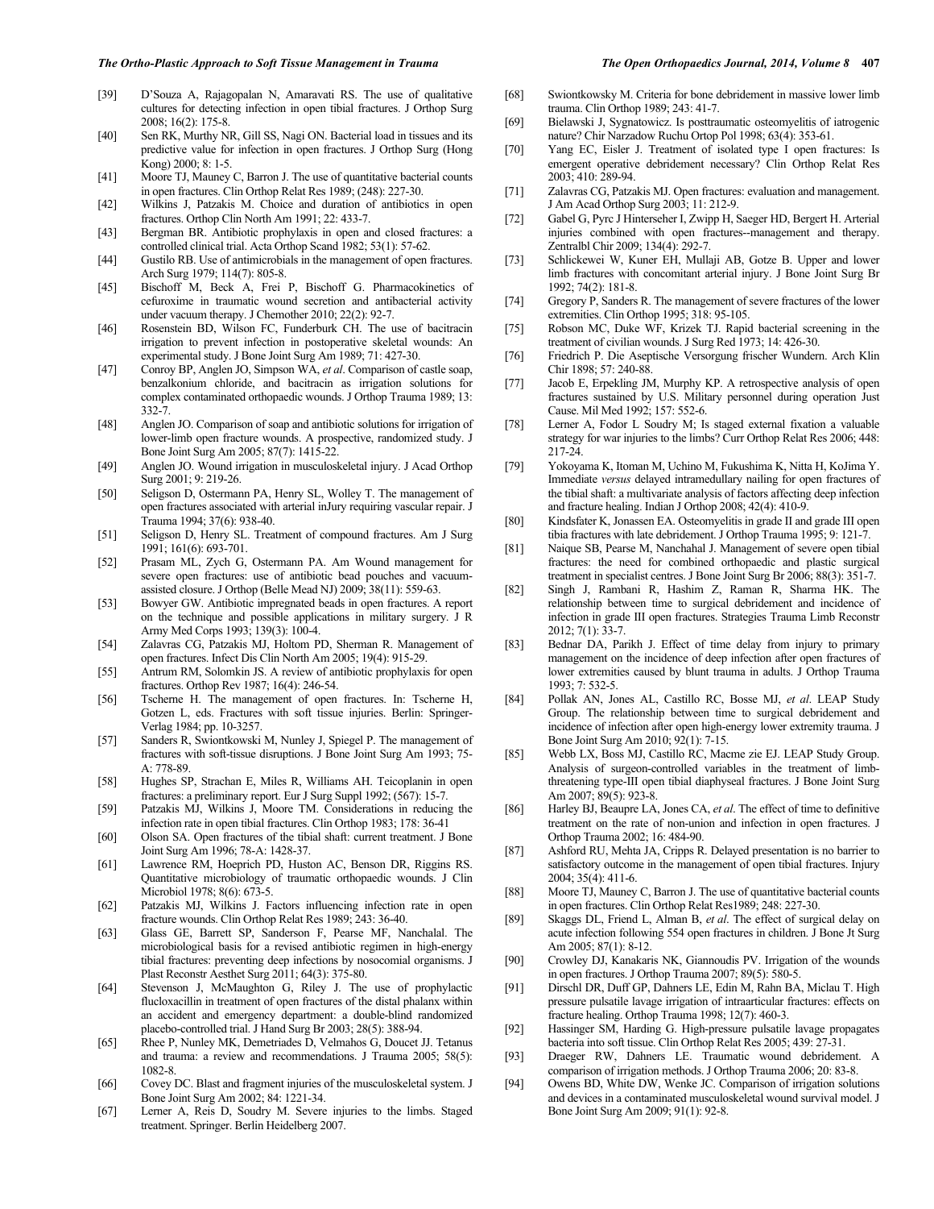[39] D'Souza A, Rajagopalan N, Amaravati RS. The use of qualitative cultures for detecting infection in open tibial fractures. J Orthop Surg 2008; 16(2): 175-8.

[40] Sen RK, Murthy NR, Gill SS, Nagi ON. Bacterial load in tissues and its predictive value for infection in open fractures. J Orthop Surg (Hong Kong) 2000; 8: 1-5.

[41] Moore TJ, Mauney C, Barron J. The use of quantitative bacterial counts in open fractures. Clin Orthop Relat Res 1989; (248): 227-30.

[42] Wilkins J, Patzakis M. Choice and duration of antibiotics in open fractures. Orthop Clin North Am 1991; 22: 433-7.

[43] Bergman BR. Antibiotic prophylaxis in open and closed fractures: a controlled clinical trial. Acta Orthop Scand 1982; 53(1): 57-62.

[44] Gustilo RB. Use of antimicrobials in the management of open fractures. Arch Surg 1979; 114(7): 805-8.

[45] Bischoff M, Beck A, Frei P, Bischoff G. Pharmacokinetics of cefuroxime in traumatic wound secretion and antibacterial activity under vacuum therapy. J Chemother 2010; 22(2): 92-7.

[46] Rosenstein BD, Wilson FC, Funderburk CH. The use of bacitracin irrigation to prevent infection in postoperative skeletal wounds: An experimental study. J Bone Joint Surg Am 1989; 71: 427-30.

[47] Conroy BP, Anglen JO, Simpson WA, *et al*. Comparison of castle soap, benzalkonium chloride, and bacitracin as irrigation solutions for complex contaminated orthopaedic wounds. J Orthop Trauma 1989; 13: 332-7.

[48] Anglen JO. Comparison of soap and antibiotic solutions for irrigation of lower-limb open fracture wounds. A prospective, randomized study. J Bone Joint Surg Am 2005; 87(7): 1415-22.

[49] Anglen JO. Wound irrigation in musculoskeletal injury. J Acad Orthop Surg 2001; 9: 219-26.

[50] Seligson D, Ostermann PA, Henry SL, Wolley T. The management of open fractures associated with arterial inJury requiring vascular repair. J Trauma 1994; 37(6): 938-40.

[51] Seligson D, Henry SL. Treatment of compound fractures. Am J Surg 1991; 161(6): 693-701.

[52] Prasam ML, Zych G, Ostermann PA. Am Wound management for severe open fractures: use of antibiotic bead pouches and vacuum-assisted closure. J Orthop (Belle Mead NJ) 2009; 38(11): 559-63.

[53] Bowyer GW. Antibiotic impregnated beads in open fractures. A report on the technique and possible applications in military surgery. J R Army Med Corps 1993; 139(3): 100-4.

[54] Zalavras CG, Patzakis MJ, Holtom PD, Sherman R. Management of open fractures. Infect Dis Clin North Am 2005; 19(4): 915-29.

[55] Antrum RM, Solomkin JS. A review of antibiotic prophylaxis for open fractures. Orthop Rev 1987; 16(4): 246-54.

[56] Tscherne H. The management of open fractures. In: Tscherne H, Gotzen L, eds. Fractures with soft tissue injuries. Berlin: Springer-Verlag 1984; pp. 10-3257.

[57] Sanders R, Swiontkowski M, Nunley J, Spiegel P. The management of fractures with soft-tissue disruptions. J Bone Joint Surg Am 1993; 75-A: 778-89.

[58] Hughes SP, Strachan E, Miles R, Williams AH. Teicoplanin in open fractures: a preliminary report. Eur J Surg Suppl 1992; (567): 15-7.

[59] Patzakis MJ, Wilkins J, Moore TM. Considerations in reducing the infection rate in open tibial fractures. Clin Orthop 1983; 178: 36-41

[60] Olson SA. Open fractures of the tibial shaft: current treatment. J Bone Joint Surg Am 1996; 78-A: 1428-37.

[61] Lawrence RM, Hoeprich PD, Huston AC, Benson DR, Riggins RS. Quantitative microbiology of traumatic orthopaedic wounds. J Clin Microbiol 1978; 8(6): 673-5.

[62] Patzakis MJ, Wilkins J. Factors influencing infection rate in open fracture wounds. Clin Orthop Relat Res 1989; 243: 36-40.

[63] Glass GE, Barrett SP, Sanderson F, Pearse MF, Nanchalal. The microbiological basis for a revised antibiotic regimen in high-energy tibial fractures: preventing deep infections by nosocomial organisms. J Plast Reconstr Aesthet Surg 2011; 64(3): 375-80.

[64] Stevenson J, McMaughton G, Riley J. The use of prophylactic flucloxacillin in treatment of open fractures of the distal phalanx within an accident and emergency department: a double-blind randomized placebo-controlled trial. J Hand Surg Br 2003; 28(5): 388-94.

[65] Rhee P, Nunley MK, Demetriades D, Velmahos G, Doucet JJ. Tetanus and trauma: a review and recommendations. J Trauma 2005; 58(5): 1082-8.

[66] Covey DC. Blast and fragment injuries of the musculoskeletal system. J Bone Joint Surg Am 2002; 84: 1221-34.

[67] Lerner A, Reis D, Soudry M. Severe injuries to the limbs. Staged treatment. Springer. Berlin Heidelberg 2007.

[68] Swiontkowsky M. Criteria for bone debridement in massive lower limb trauma. Clin Orthop 1989; 243: 41-7.

[69] Bielawski J, Sygnatowicz. Is posttraumatic osteomyelitis of iatrogenic nature? Chir Narzadow Ruchu Ortop Pol 1998; 63(4): 353-61.

[70] Yang EC, Eisler J. Treatment of isolated type I open fractures: Is emergent operative debridement necessary? Clin Orthop Relat Res 2003; 410: 289-94.

[71] Zalavras CG, Patzakis MJ. Open fractures: evaluation and management. J Am Acad Orthop Surg 2003; 11: 212-9.

[72] Gabel G, Pyrc J Hinterseher I, Zwipp H, Saeger HD, Bergert H. Arterial injuries combined with open fractures--management and therapy. Zentralbl Chir 2009; 134(4): 292-7.

[73] Schlickewei W, Kuner EH, Mullaji AB, Gotze B. Upper and lower limb fractures with concomitant arterial injury. J Bone Joint Surg Br 1992; 74(2): 181-8.

[74] Gregory P, Sanders R. The management of severe fractures of the lower extremities. Clin Orthop 1995; 318: 95-105.

[75] Robson MC, Duke WF, Krizek TJ. Rapid bacterial screening in the treatment of civilian wounds. J Surg Red 1973; 14: 426-30.

[76] Friedrich P. Die Aseptische Versorgung frischer Wundern. Arch Klin Chir 1898; 57: 240-88.

[77] Jacob E, Erpekling JM, Murphy KP. A retrospective analysis of open fractures sustained by U.S. Military personnel during operation Just Cause. Mil Med 1992; 157: 552-6.

[78] Lerner A, Fodor L Soudry M; Is staged external fixation a valuable strategy for war injuries to the limbs? Curr Orthop Relat Res 2006; 448: 217-24.

[79] Yokoyama K, Itoman M, Uchino M, Fukushima K, Nitta H, KoJima Y. Immediate *versus* delayed intramedullary nailing for open fractures of the tibial shaft: a multivariate analysis of factors affecting deep infection and fracture healing. Indian J Orthop 2008; 42(4): 410-9.

[80] Kindsfater K, Jonassen EA. Osteomyelitis in grade II and grade III open tibia fractures with late debridement. J Orthop Trauma 1995; 9: 121-7.

[81] Naique SB, Pearse M, Nanchahal J. Management of severe open tibial fractures: the need for combined orthopaedic and plastic surgical treatment in specialist centres. J Bone Joint Surg Br 2006; 88(3): 351-7.

[82] Singh J, Rambani R, Hashim Z, Raman R, Sharma HK. The relationship between time to surgical debridement and incidence of infection in grade III open fractures. Strategies Trauma Limb Reconstr 2012; 7(1): 33-7.

[83] Bednar DA, Parikh J. Effect of time delay from injury to primary management on the incidence of deep infection after open fractures of lower extremities caused by blunt trauma in adults. J Orthop Trauma 1993; 7: 532-5.

[84] Pollak AN, Jones AL, Castillo RC, Bosse MJ, *et al*. LEAP Study Group. The relationship between time to surgical debridement and incidence of infection after open high-energy lower extremity trauma. J Bone Joint Surg Am 2010; 92(1): 7-15.

[85] Webb LX, Boss MJ, Castillo RC, Macme zie EJ. LEAP Study Group. Analysis of surgeon-controlled variables in the treatment of limb-threatening type-III open tibial diaphyseal fractures. J Bone Joint Surg Am 2007; 89(5): 923-8.

[86] Harley BJ, Beaupre LA, Jones CA, *et al*. The effect of time to definitive treatment on the rate of non-union and infection in open fractures. J Orthop Trauma 2002; 16: 484-90.

[87] Ashford RU, Mehta JA, Cripps R. Delayed presentation is no barrier to satisfactory outcome in the management of open tibial fractures. Injury 2004; 35(4): 411-6.

[88] Moore TJ, Mauney C, Barron J. The use of quantitative bacterial counts in open fractures. Clin Orthop Relat Res1989; 248: 227-30.

[89] Skaggs DL, Friend L, Alman B, *et al*. The effect of surgical delay on acute infection following 554 open fractures in children. J Bone Jt Surg Am 2005; 87(1): 8-12.

[90] Crowley DJ, Kanakaris NK, Giannoudis PV. Irrigation of the wounds in open fractures. J Orthop Trauma 2007; 89(5): 580-5.

[91] Dirschl DR, Duff GP, Dahners LE, Edin M, Rahn BA, Miclau T. High pressure pulsatile lavage irrigation of intraarticular fractures: effects on fracture healing. Orthop Trauma 1998; 12(7): 460-3.

[92] Hassinger SM, Harding G. High-pressure pulsatile lavage propagates bacteria into soft tissue. Clin Orthop Relat Res 2005; 439: 27-31.

[93] Draeger RW, Dahners LE. Traumatic wound debridement. A comparison of irrigation methods. J Orthop Trauma 2006; 20: 83-8.

[94] Owens BD, White DW, Wenke JC. Comparison of irrigation solutions and devices in a contaminated musculoskeletal wound survival model. J Bone Joint Surg Am 2009; 91(1): 92-8.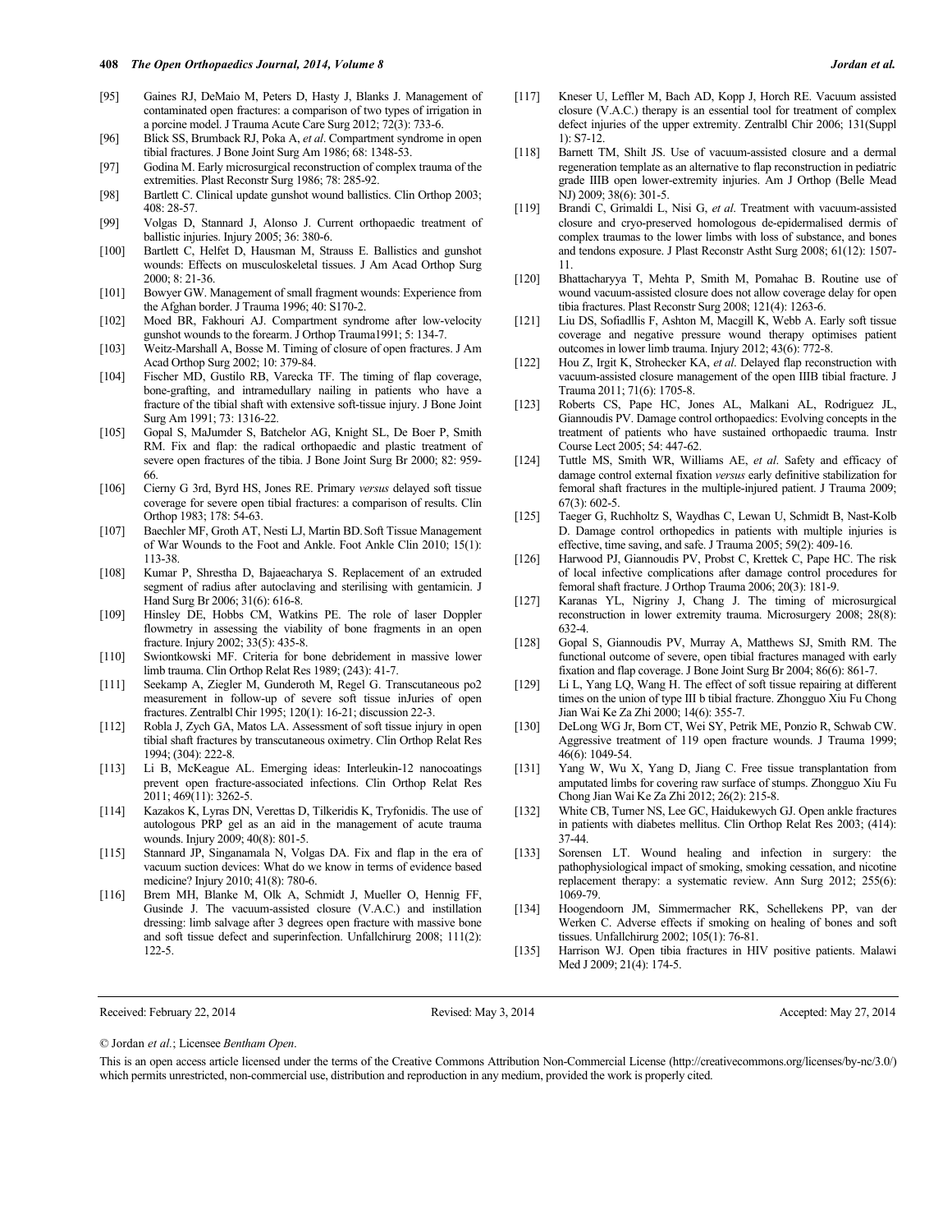[95] Gaines RJ, DeMaio M, Peters D, Hasty J, Blanks J. Management of contaminated open fractures: a comparison of two types of irrigation in a porcine model. J Trauma Acute Care Surg 2012; 72(3): 733-6.

[96] Blick SS, Brumback RJ, Poka A, *et al*. Compartment syndrome in open tibial fractures. J Bone Joint Surg Am 1986; 68: 1348-53.

[97] Godina M. Early microsurgical reconstruction of complex trauma of the extremities. Plast Reconstr Surg 1986; 78: 285-92.

[98] Bartlett C. Clinical update gunshot wound ballistics. Clin Orthop 2003; 408: 28-57.

[99] Volgas D, Stannard J, Alonso J. Current orthopaedic treatment of ballistic injuries. Injury 2005; 36: 380-6.

[100] Bartlett C, Helfet D, Hausman M, Strauss E. Ballistics and gunshot wounds: Effects on musculoskeletal tissues. J Am Acad Orthop Surg 2000; 8: 21-36.

[101] Bowyer GW. Management of small fragment wounds: Experience from the Afghan border. J Trauma 1996; 40: S170-2.

[102] Moed BR, Fakhouri AJ. Compartment syndrome after low-velocity gunshot wounds to the forearm. J Orthop Trauma1991; 5: 134-7.

[103] Weitz-Marshall A, Bosse M. Timing of closure of open fractures. J Am Acad Orthop Surg 2002; 10: 379-84.

[104] Fischer MD, Gustilo RB, Varecka TF. The timing of flap coverage, bone-grafting, and intramedullary nailing in patients who have a fracture of the tibial shaft with extensive soft-tissue injury. J Bone Joint Surg Am 1991; 73: 1316-22.

[105] Gopal S, MaJumder S, Batchelor AG, Knight SL, De Boer P, Smith RM. Fix and flap: the radical orthopaedic and plastic treatment of severe open fractures of the tibia. J Bone Joint Surg Br 2000; 82: 959-66.

[106] Cierny G 3rd, Byrd HS, Jones RE. Primary *versus* delayed soft tissue coverage for severe open tibial fractures: a comparison of results. Clin Orthop 1983; 178: 54-63.

[107] Baechler MF, Groth AT, Nesti LJ, Martin BD. Soft Tissue Management of War Wounds to the Foot and Ankle. Foot Ankle Clin 2010; 15(1): 113-38.

[108] Kumar P, Shrestha D, Bajaeacharya S. Replacement of an extruded segment of radius after autoclaving and sterilising with gentamicin. J Hand Surg Br 2006; 31(6): 616-8.

[109] Hinsley DE, Hobbs CM, Watkins PE. The role of laser Doppler flowmetry in assessing the viability of bone fragments in an open fracture. Injury 2002; 33(5): 435-8.

[110] Swiontkowski MF. Criteria for bone debridement in massive lower limb trauma. Clin Orthop Relat Res 1989; (243): 41-7.

[111] Seekamp A, Ziegler M, Gunderoth M, Regel G. Transcutaneous po2 measurement in follow-up of severe soft tissue inJuries of open fractures. Zentralbl Chir 1995; 120(1): 16-21; discussion 22-3.

[112] Robla J, Zych GA, Matos LA. Assessment of soft tissue injury in open tibial shaft fractures by transcutaneous oximetry. Clin Orthop Relat Res 1994; (304): 222-8.

[113] Li B, McKeague AL. Emerging ideas: Interleukin-12 nanocoatings prevent open fracture-associated infections. Clin Orthop Relat Res 2011; 469(11): 3262-5.

[114] Kazakos K, Lyras DN, Verettas D, Tilkeridis K, Tryfonidis. The use of autologous PRP gel as an aid in the management of acute trauma wounds. Injury 2009; 40(8): 801-5.

[115] Stannard JP, Singanamala N, Volgas DA. Fix and flap in the era of vacuum suction devices: What do we know in terms of evidence based medicine? Injury 2010; 41(8): 780-6.

[116] Brem MH, Blanke M, Olk A, Schmidt J, Mueller O, Hennig FF, Gusinde J. The vacuum-assisted closure (V.A.C.) and instillation dressing: limb salvage after 3 degrees open fracture with massive bone and soft tissue defect and superinfection. Unfallchirurg 2008; 111(2): 122-5.

[117] Kneser U, Leffler M, Bach AD, Kopp J, Horch RE. Vacuum assisted closure (V.A.C.) therapy is an essential tool for treatment of complex defect injuries of the upper extremity. Zentralbl Chir 2006; 131(Suppl 1): S7-12.

[118] Barnett TM, Shilt JS. Use of vacuum-assisted closure and a dermal regeneration template as an alternative to flap reconstruction in pediatric grade IIIB open lower-extremity injuries. Am J Orthop (Belle Mead NJ) 2009; 38(6): 301-5.

[119] Brandi C, Grimaldi L, Nisi G, *et al*. Treatment with vacuum-assisted closure and cryo-preserved homologous de-epidermalised dermis of complex traumas to the lower limbs with loss of substance, and bones and tendons exposure. J Plast Reconstr Astht Surg 2008; 61(12): 1507-11.

[120] Bhattacharyya T, Mehta P, Smith M, Pomahac B. Routine use of wound vacuum-assisted closure does not allow coverage delay for open tibia fractures. Plast Reconstr Surg 2008; 121(4): 1263-6.

[121] Liu DS, Sofiadllis F, Ashton M, Macgill K, Webb A. Early soft tissue coverage and negative pressure wound therapy optimises patient outcomes in lower limb trauma. Injury 2012; 43(6): 772-8.

[122] Hou Z, Irgit K, Strohecker KA, *et al*. Delayed flap reconstruction with vacuum-assisted closure management of the open IIIB tibial fracture. J Trauma 2011; 71(6): 1705-8.

[123] Roberts CS, Pape HC, Jones AL, Malkani AL, Rodriguez JL, Giannoudis PV. Damage control orthopaedics: Evolving concepts in the treatment of patients who have sustained orthopaedic trauma. Instr Course Lect 2005; 54: 447-62.

[124] Tuttle MS, Smith WR, Williams AE, *et al*. Safety and efficacy of damage control external fixation *versus* early definitive stabilization for femoral shaft fractures in the multiple-injured patient. J Trauma 2009; 67(3): 602-5.

[125] Taeger G, Ruchholtz S, Waydhas C, Lewan U, Schmidt B, Nast-Kolb D. Damage control orthopedics in patients with multiple injuries is effective, time saving, and safe. J Trauma 2005; 59(2): 409-16.

[126] Harwood PJ, Giannoudis PV, Probst C, Krettek C, Pape HC. The risk of local infective complications after damage control procedures for femoral shaft fracture. J Orthop Trauma 2006; 20(3): 181-9.

[127] Karanas YL, Nigriny J, Chang J. The timing of microsurgical reconstruction in lower extremity trauma. Microsurgery 2008; 28(8): 632-4.

[128] Gopal S, Giannoudis PV, Murray A, Matthews SJ, Smith RM. The functional outcome of severe, open tibial fractures managed with early fixation and flap coverage. J Bone Joint Surg Br 2004; 86(6): 861-7.

[129] Li L, Yang LQ, Wang H. The effect of soft tissue repairing at different times on the union of type III b tibial fracture. Zhongguo Xiu Fu Chong Jian Wai Ke Za Zhi 2000; 14(6): 355-7.

[130] DeLong WG Jr, Born CT, Wei SY, Petrik ME, Ponzio R, Schwab CW. Aggressive treatment of 119 open fracture wounds. J Trauma 1999; 46(6): 1049-54.

[131] Yang W, Wu X, Yang D, Jiang C. Free tissue transplantation from amputated limbs for covering raw surface of stumps. Zhongguo Xiu Fu Chong Jian Wai Ke Za Zhi 2012; 26(2): 215-8.

[132] White CB, Turner NS, Lee GC, Haidukewych GJ. Open ankle fractures in patients with diabetes mellitus. Clin Orthop Relat Res 2003; (414): 37-44.

[133] Sorensen LT. Wound healing and infection in surgery: the pathophysiological impact of smoking, smoking cessation, and nicotine replacement therapy: a systematic review. Ann Surg 2012; 255(6): 1069-79.

[134] Hoogendoorn JM, Simmermacher RK, Schellekens PP, van der Werken C. Adverse effects if smoking on healing of bones and soft tissues. Unfallchirurg 2002; 105(1): 76-81.

[135] Harrison WJ. Open tibia fractures in HIV positive patients. Malawi Med J 2009; 21(4): 174-5.

Received: February 22, 2014 Revised: May 3, 2014 Accepted: May 27, 2014

© Jordan *et al.*; Licensee *Bentham Open*.

This is an open access article licensed under the terms of the Creative Commons Attribution Non-Commercial License (http://creativecommons.org/licenses/by-nc/3.0/) which permits unrestricted, non-commercial use, distribution and reproduction in any medium, provided the work is properly cited.